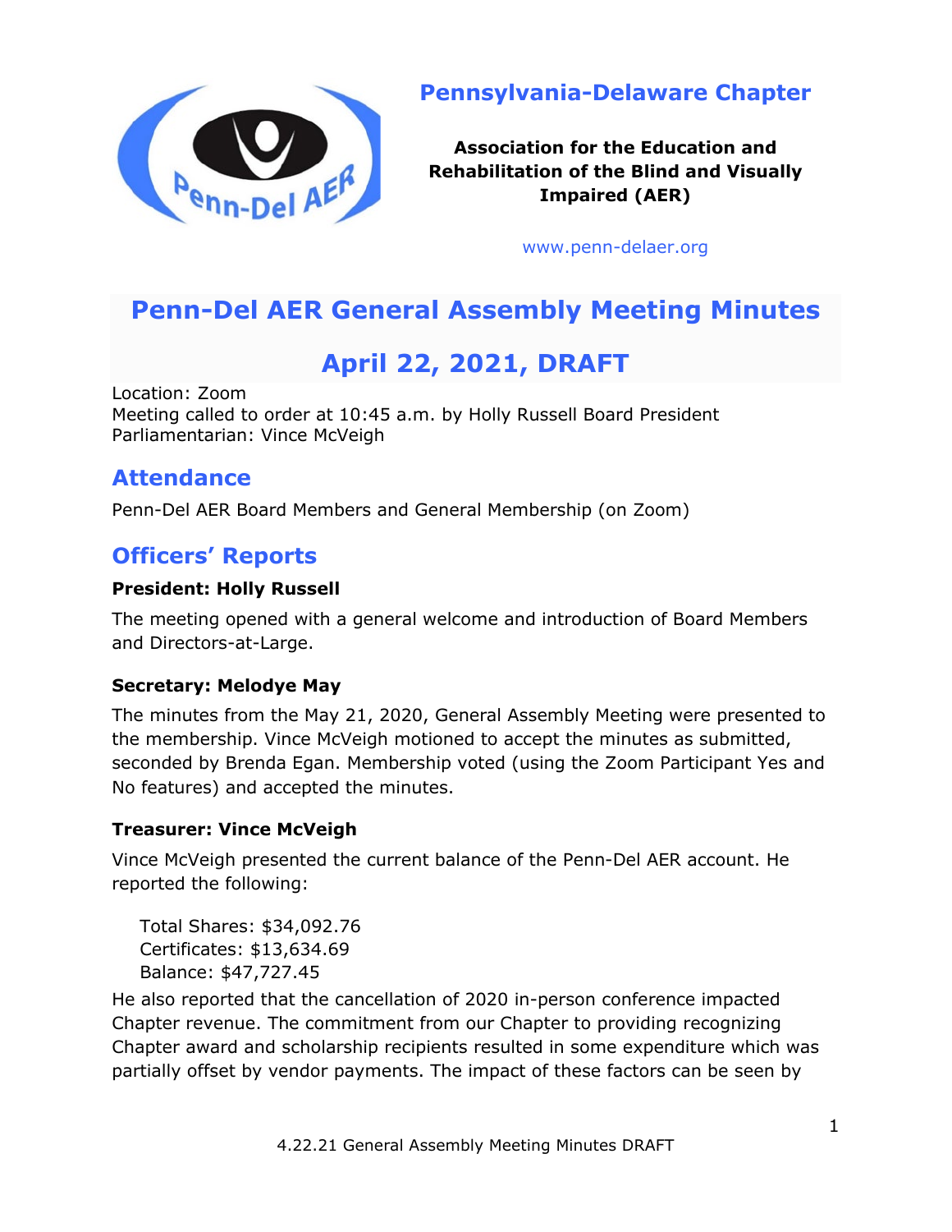## Pennsylvania-Delaware Chapter

**Association for the Education and Rehabilitation of the Blind and Visually Impaired (AER)**

www.penn-delaer.org

# Penn-Del AER General Assembly Meeting Minutes

# April 22, 2021, DRAFT

Location: Zoom
Meeting called to order at 10:45 a.m. by Holly Russell Board President
Parliamentarian: Vince McVeigh

## Attendance

Penn-Del AER Board Members and General Membership (on Zoom)

## Officers' Reports

### President: Holly Russell

The meeting opened with a general welcome and introduction of Board Members and Directors-at-Large.

### Secretary: Melodye May

The minutes from the May 21, 2020, General Assembly Meeting were presented to the membership. Vince McVeigh motioned to accept the minutes as submitted, seconded by Brenda Egan. Membership voted (using the Zoom Participant Yes and No features) and accepted the minutes.

### Treasurer: Vince McVeigh

Vince McVeigh presented the current balance of the Penn-Del AER account. He reported the following:

Total Shares: $34,092.76
Certificates: $13,634.69
Balance: $47,727.45

He also reported that the cancellation of 2020 in-person conference impacted Chapter revenue. The commitment from our Chapter to providing recognizing Chapter award and scholarship recipients resulted in some expenditure which was partially offset by vendor payments. The impact of these factors can be seen by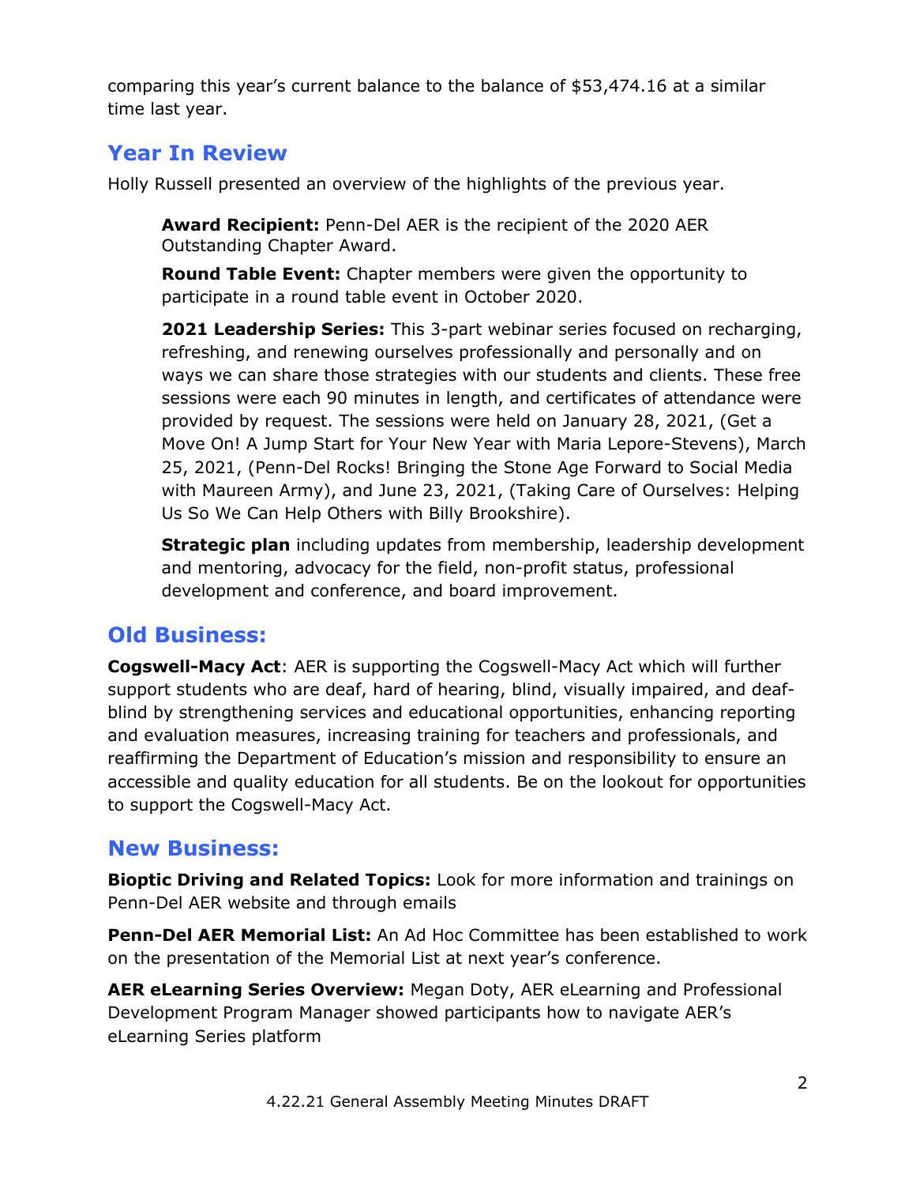comparing this year's current balance to the balance of $53,474.16 at a similar time last year.

## Year In Review

Holly Russell presented an overview of the highlights of the previous year.

**Award Recipient:** Penn-Del AER is the recipient of the 2020 AER Outstanding Chapter Award.

**Round Table Event:** Chapter members were given the opportunity to participate in a round table event in October 2020.

**2021 Leadership Series:** This 3-part webinar series focused on recharging, refreshing, and renewing ourselves professionally and personally and on ways we can share those strategies with our students and clients. These free sessions were each 90 minutes in length, and certificates of attendance were provided by request. The sessions were held on January 28, 2021, (Get a Move On! A Jump Start for Your New Year with Maria Lepore-Stevens), March 25, 2021, (Penn-Del Rocks! Bringing the Stone Age Forward to Social Media with Maureen Army), and June 23, 2021, (Taking Care of Ourselves: Helping Us So We Can Help Others with Billy Brookshire).

**Strategic plan** including updates from membership, leadership development and mentoring, advocacy for the field, non-profit status, professional development and conference, and board improvement.

## Old Business:

**Cogswell-Macy Act**: AER is supporting the Cogswell-Macy Act which will further support students who are deaf, hard of hearing, blind, visually impaired, and deaf-blind by strengthening services and educational opportunities, enhancing reporting and evaluation measures, increasing training for teachers and professionals, and reaffirming the Department of Education's mission and responsibility to ensure an accessible and quality education for all students. Be on the lookout for opportunities to support the Cogswell-Macy Act.

## New Business:

**Bioptic Driving and Related Topics:** Look for more information and trainings on Penn-Del AER website and through emails

**Penn-Del AER Memorial List:** An Ad Hoc Committee has been established to work on the presentation of the Memorial List at next year's conference.

**AER eLearning Series Overview:** Megan Doty, AER eLearning and Professional Development Program Manager showed participants how to navigate AER's eLearning Series platform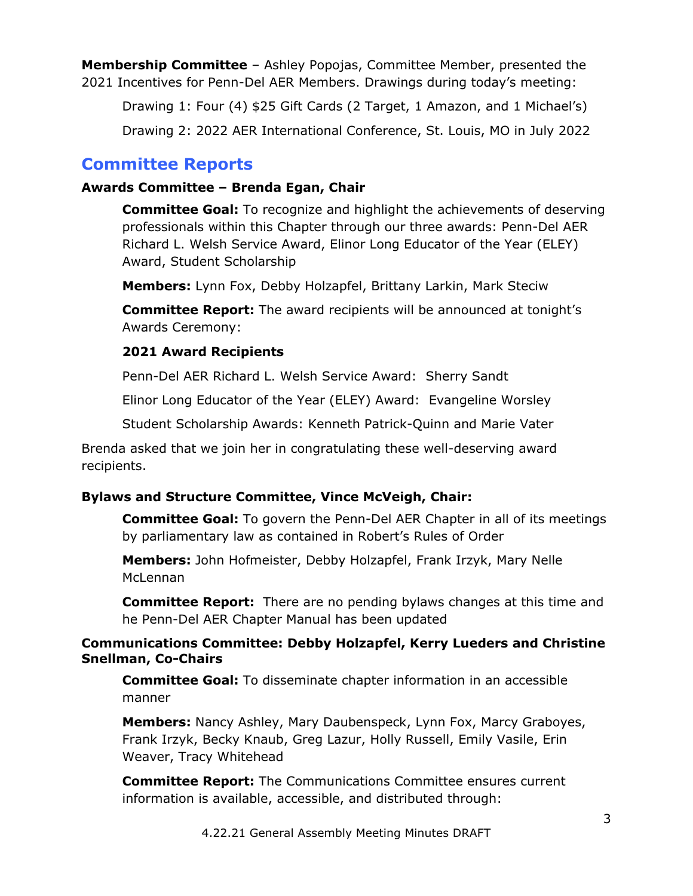**Membership Committee** – Ashley Popojas, Committee Member, presented the 2021 Incentives for Penn-Del AER Members. Drawings during today's meeting:

Drawing 1: Four (4) $25 Gift Cards (2 Target, 1 Amazon, and 1 Michael's)

Drawing 2: 2022 AER International Conference, St. Louis, MO in July 2022

## Committee Reports

### Awards Committee – Brenda Egan, Chair

**Committee Goal:** To recognize and highlight the achievements of deserving professionals within this Chapter through our three awards: Penn-Del AER Richard L. Welsh Service Award, Elinor Long Educator of the Year (ELEY) Award, Student Scholarship

**Members:** Lynn Fox, Debby Holzapfel, Brittany Larkin, Mark Steciw

**Committee Report:** The award recipients will be announced at tonight's Awards Ceremony:

**2021 Award Recipients**

Penn-Del AER Richard L. Welsh Service Award: Sherry Sandt

Elinor Long Educator of the Year (ELEY) Award: Evangeline Worsley

Student Scholarship Awards: Kenneth Patrick-Quinn and Marie Vater

Brenda asked that we join her in congratulating these well-deserving award recipients.

### Bylaws and Structure Committee, Vince McVeigh, Chair:

**Committee Goal:** To govern the Penn-Del AER Chapter in all of its meetings by parliamentary law as contained in Robert's Rules of Order

**Members:** John Hofmeister, Debby Holzapfel, Frank Irzyk, Mary Nelle McLennan

**Committee Report:** There are no pending bylaws changes at this time and he Penn-Del AER Chapter Manual has been updated

### Communications Committee: Debby Holzapfel, Kerry Lueders and Christine Snellman, Co-Chairs

**Committee Goal:** To disseminate chapter information in an accessible manner

**Members:** Nancy Ashley, Mary Daubenspeck, Lynn Fox, Marcy Graboyes, Frank Irzyk, Becky Knaub, Greg Lazur, Holly Russell, Emily Vasile, Erin Weaver, Tracy Whitehead

**Committee Report:** The Communications Committee ensures current information is available, accessible, and distributed through: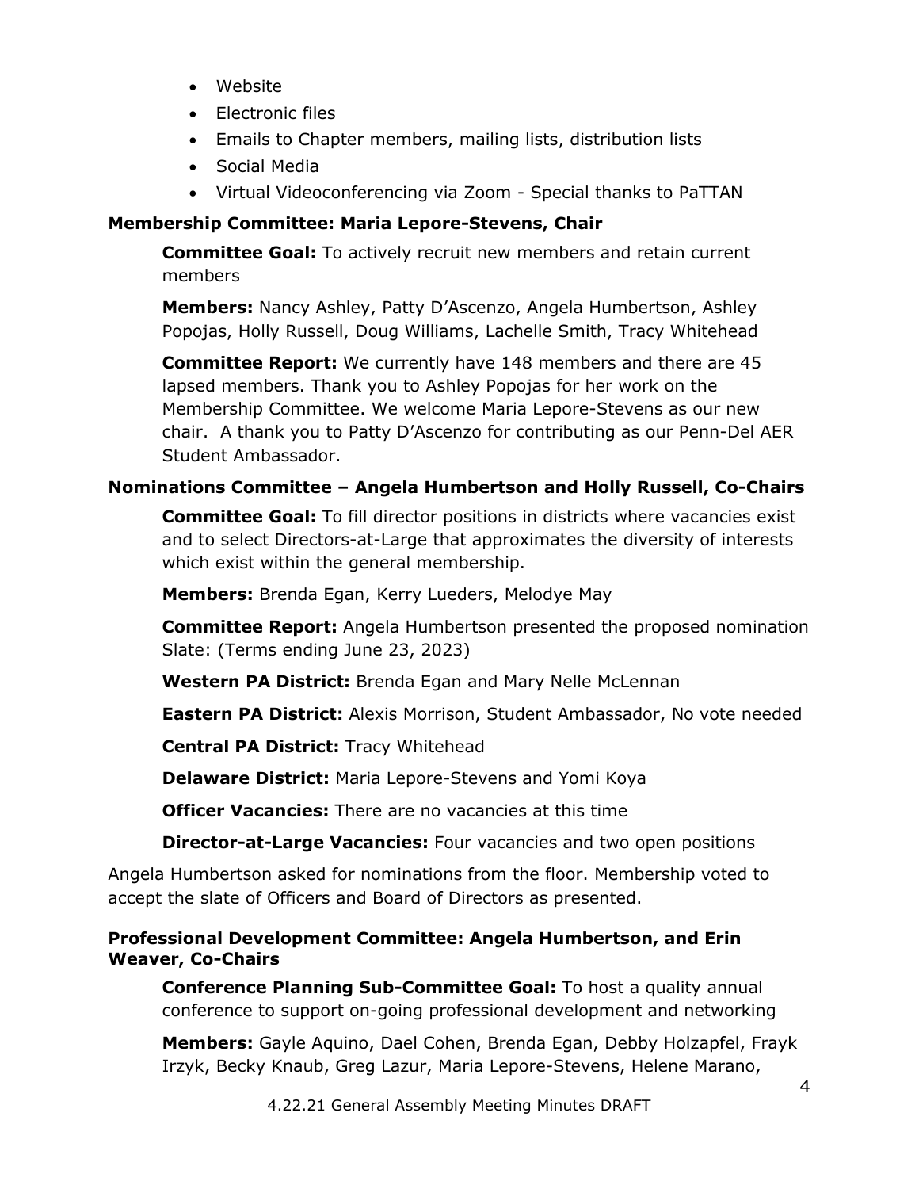- Website
- Electronic files
- Emails to Chapter members, mailing lists, distribution lists
- Social Media
- Virtual Videoconferencing via Zoom - Special thanks to PaTTAN

**Membership Committee: Maria Lepore-Stevens, Chair**

**Committee Goal:** To actively recruit new members and retain current members

**Members:** Nancy Ashley, Patty D'Ascenzo, Angela Humbertson, Ashley Popojas, Holly Russell, Doug Williams, Lachelle Smith, Tracy Whitehead

**Committee Report:** We currently have 148 members and there are 45 lapsed members. Thank you to Ashley Popojas for her work on the Membership Committee. We welcome Maria Lepore-Stevens as our new chair. A thank you to Patty D'Ascenzo for contributing as our Penn-Del AER Student Ambassador.

**Nominations Committee – Angela Humbertson and Holly Russell, Co-Chairs**

**Committee Goal:** To fill director positions in districts where vacancies exist and to select Directors-at-Large that approximates the diversity of interests which exist within the general membership.

**Members:** Brenda Egan, Kerry Lueders, Melodye May

**Committee Report:** Angela Humbertson presented the proposed nomination Slate: (Terms ending June 23, 2023)

**Western PA District:** Brenda Egan and Mary Nelle McLennan

**Eastern PA District:** Alexis Morrison, Student Ambassador, No vote needed

**Central PA District:** Tracy Whitehead

**Delaware District:** Maria Lepore-Stevens and Yomi Koya

**Officer Vacancies:** There are no vacancies at this time

**Director-at-Large Vacancies:** Four vacancies and two open positions

Angela Humbertson asked for nominations from the floor. Membership voted to accept the slate of Officers and Board of Directors as presented.

**Professional Development Committee: Angela Humbertson, and Erin Weaver, Co-Chairs**

**Conference Planning Sub-Committee Goal:** To host a quality annual conference to support on-going professional development and networking

**Members:** Gayle Aquino, Dael Cohen, Brenda Egan, Debby Holzapfel, Frayk Irzyk, Becky Knaub, Greg Lazur, Maria Lepore-Stevens, Helene Marano,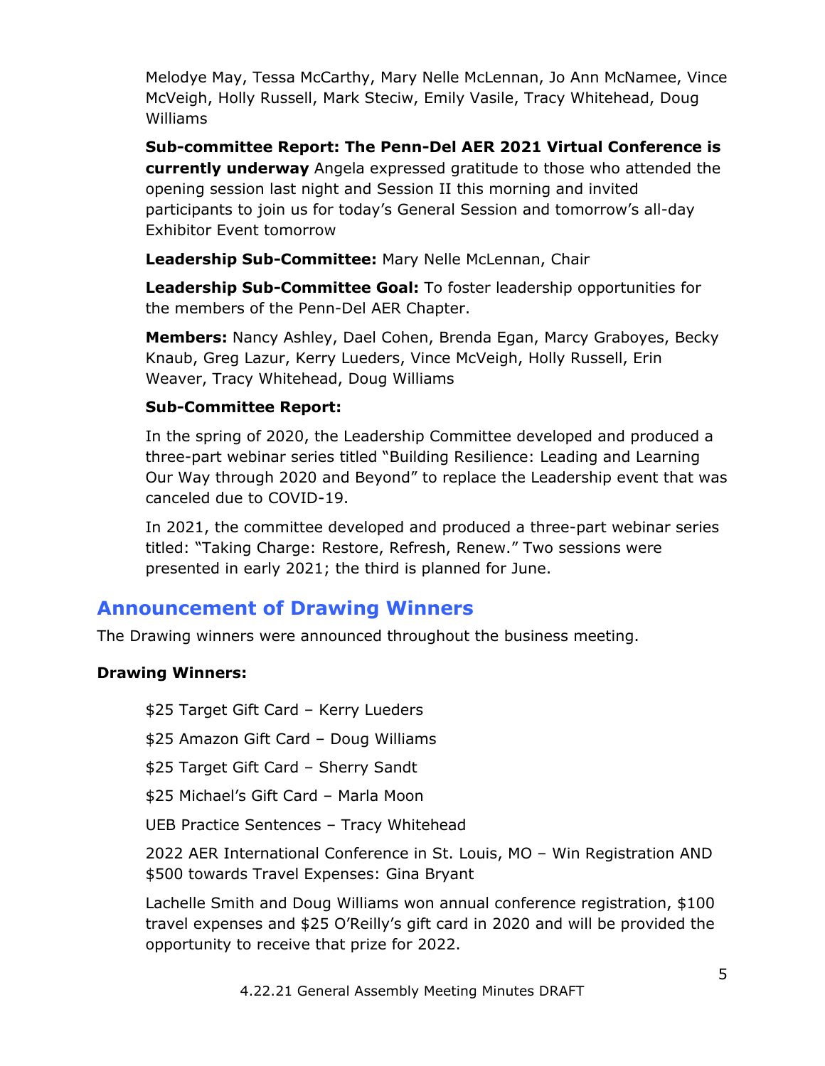Melodye May, Tessa McCarthy, Mary Nelle McLennan, Jo Ann McNamee, Vince McVeigh, Holly Russell, Mark Steciw, Emily Vasile, Tracy Whitehead, Doug Williams

**Sub-committee Report: The Penn-Del AER 2021 Virtual Conference is currently underway** Angela expressed gratitude to those who attended the opening session last night and Session II this morning and invited participants to join us for today's General Session and tomorrow's all-day Exhibitor Event tomorrow

**Leadership Sub-Committee:** Mary Nelle McLennan, Chair

**Leadership Sub-Committee Goal:** To foster leadership opportunities for the members of the Penn-Del AER Chapter.

**Members:** Nancy Ashley, Dael Cohen, Brenda Egan, Marcy Graboyes, Becky Knaub, Greg Lazur, Kerry Lueders, Vince McVeigh, Holly Russell, Erin Weaver, Tracy Whitehead, Doug Williams

**Sub-Committee Report:**

In the spring of 2020, the Leadership Committee developed and produced a three-part webinar series titled "Building Resilience: Leading and Learning Our Way through 2020 and Beyond" to replace the Leadership event that was canceled due to COVID-19.

In 2021, the committee developed and produced a three-part webinar series titled: "Taking Charge: Restore, Refresh, Renew." Two sessions were presented in early 2021; the third is planned for June.

## Announcement of Drawing Winners

The Drawing winners were announced throughout the business meeting.

**Drawing Winners:**

$25 Target Gift Card – Kerry Lueders

$25 Amazon Gift Card – Doug Williams

$25 Target Gift Card – Sherry Sandt

$25 Michael's Gift Card – Marla Moon

UEB Practice Sentences – Tracy Whitehead

2022 AER International Conference in St. Louis, MO – Win Registration AND $500 towards Travel Expenses: Gina Bryant

Lachelle Smith and Doug Williams won annual conference registration, $100 travel expenses and $25 O'Reilly's gift card in 2020 and will be provided the opportunity to receive that prize for 2022.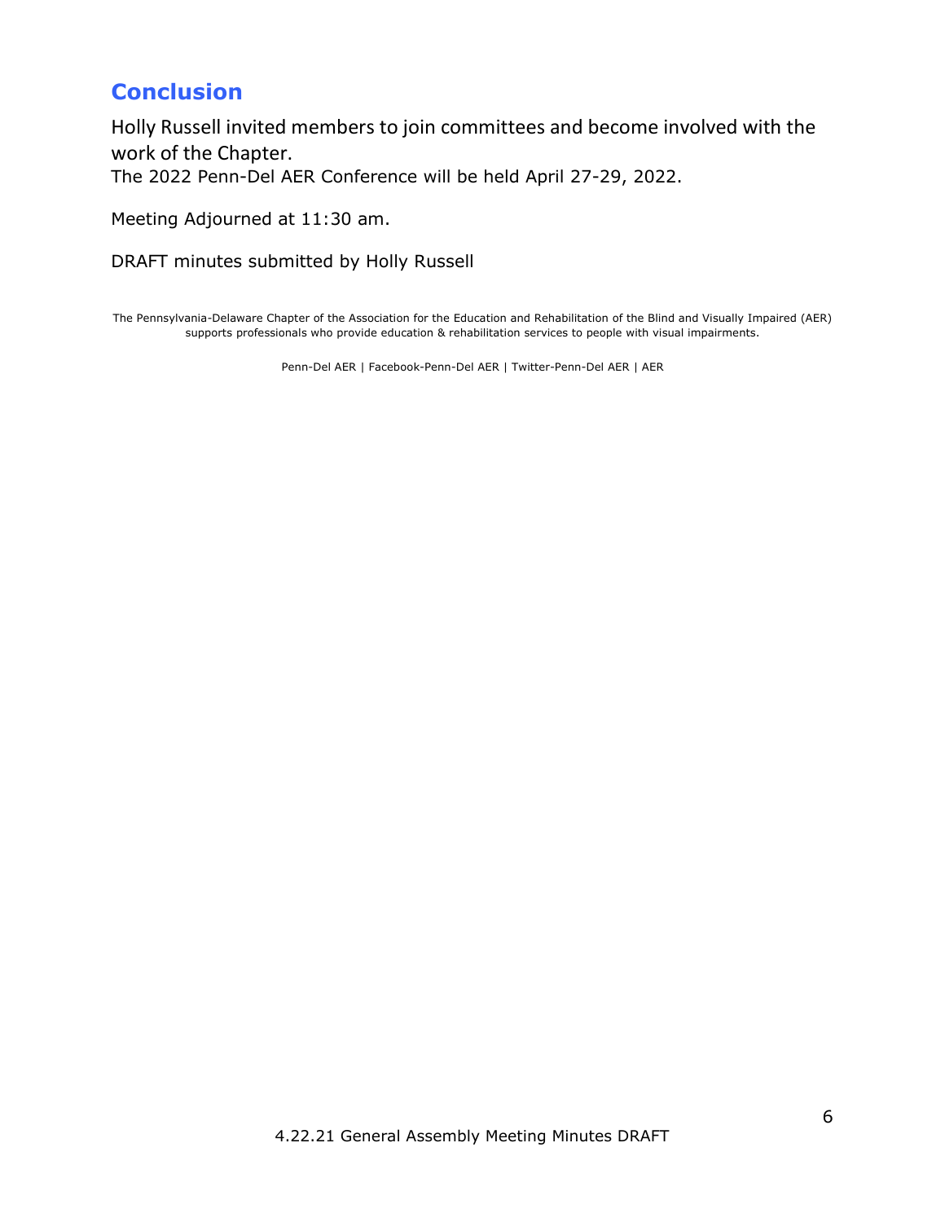## Conclusion

Holly Russell invited members to join committees and become involved with the work of the Chapter.
The 2022 Penn-Del AER Conference will be held April 27-29, 2022.

Meeting Adjourned at 11:30 am.

DRAFT minutes submitted by Holly Russell

The Pennsylvania-Delaware Chapter of the Association for the Education and Rehabilitation of the Blind and Visually Impaired (AER) supports professionals who provide education & rehabilitation services to people with visual impairments.

Penn-Del AER | Facebook-Penn-Del AER | Twitter-Penn-Del AER | AER